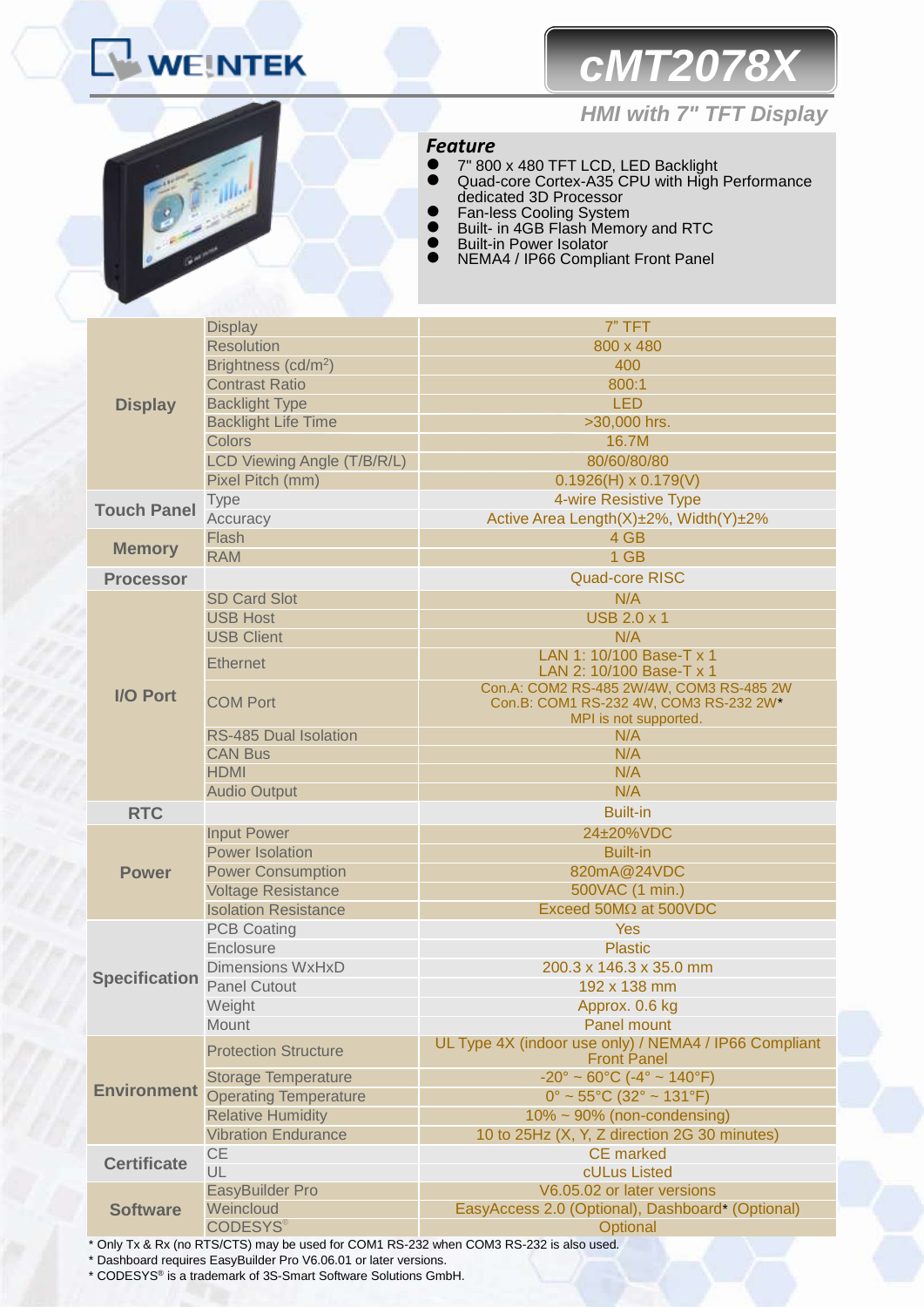WEINTEK

# cMT2078X

## HMI with 7" TFT Display

### Feature

- 7" 800 x 480 TFT LCD, LED Backlight
- Quad-core Cortex-A35 CPU with High Performance dedicated 3D Processor
- Fan-less Cooling System
- Built- in 4GB Flash Memory and RTC
- Built-in Power Isolator
- NEMA4 / IP66 Compliant Front Panel

| Category | Item | Specification |
|---|---|---|
| **Display** | Display | 7" TFT |
| | Resolution | 800 x 480 |
| | Brightness (cd/m$^2$) | 400 |
| | Contrast Ratio | 800:1 |
| | Backlight Type | LED |
| | Backlight Life Time | >30,000 hrs. |
| | Colors | 16.7M |
| | LCD Viewing Angle (T/B/R/L) | 80/60/80/80 |
| | Pixel Pitch (mm) | 0.1926(H) x 0.179(V) |
| **Touch Panel** | Type | 4-wire Resistive Type |
| | Accuracy | Active Area Length(X)±2%, Width(Y)±2% |
| **Memory** | Flash | 4 GB |
| | RAM | 1 GB |
| **Processor** | | Quad-core RISC |
| **I/O Port** | SD Card Slot | N/A |
| | USB Host | USB 2.0 x 1 |
| | USB Client | N/A |
| | Ethernet | LAN 1: 10/100 Base-T x 1<br>LAN 2: 10/100 Base-T x 1 |
| | COM Port | Con.A: COM2 RS-485 2W/4W, COM3 RS-485 2W<br>Con.B: COM1 RS-232 4W, COM3 RS-232 2W*<br>MPI is not supported. |
| | RS-485 Dual Isolation | N/A |
| | CAN Bus | N/A |
| | HDMI | N/A |
| | Audio Output | N/A |
| **RTC** | | Built-in |
| **Power** | Input Power | 24±20%VDC |
| | Power Isolation | Built-in |
| | Power Consumption | 820mA@24VDC |
| | Voltage Resistance | 500VAC (1 min.) |
| | Isolation Resistance | Exceed 50MΩ at 500VDC |
| **Specification** | PCB Coating | Yes |
| | Enclosure | Plastic |
| | Dimensions WxHxD | 200.3 x 146.3 x 35.0 mm |
| | Panel Cutout | 192 x 138 mm |
| | Weight | Approx. 0.6 kg |
| | Mount | Panel mount |
| **Environment** | Protection Structure | UL Type 4X (indoor use only) / NEMA4 / IP66 Compliant Front Panel |
| | Storage Temperature | -20° ~ 60°C (-4° ~ 140°F) |
| | Operating Temperature | 0° ~ 55°C (32° ~ 131°F) |
| | Relative Humidity | 10% ~ 90% (non-condensing) |
| | Vibration Endurance | 10 to 25Hz (X, Y, Z direction 2G 30 minutes) |
| **Certificate** | CE | CE marked |
| | UL | cULus Listed |
| **Software** | EasyBuilder Pro | V6.05.02 or later versions |
| | Weincloud | EasyAccess 2.0 (Optional), Dashboard* (Optional) |
| | CODESYS® | Optional |

\* Only Tx & Rx (no RTS/CTS) may be used for COM1 RS-232 when COM3 RS-232 is also used.

\* Dashboard requires EasyBuilder Pro V6.06.01 or later versions.

\* CODESYS® is a trademark of 3S-Smart Software Solutions GmbH.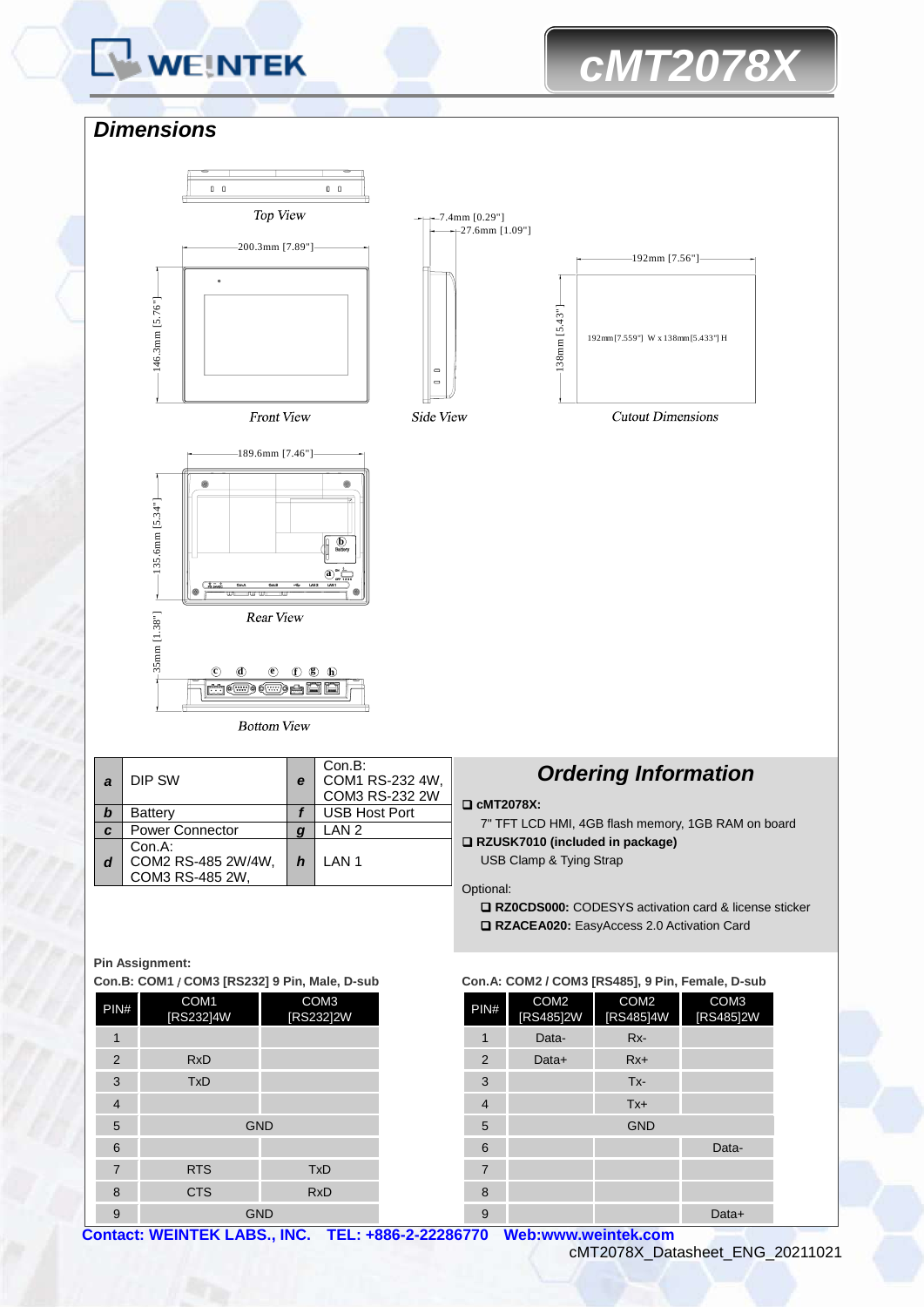# cMT2078X

## Dimensions

Top View

200.3mm [7.89"]

146.3mm [5.76"]

Front View

7.4mm [0.29"]

27.6mm [1.09"]

Side View

192mm [7.56"]

138mm [5.43"]

192mm[7.559"] W x 138mm[5.433"] H

Cutout Dimensions

189.6mm [7.46"]

135.6mm [5.34"]

Rear View

35mm [1.38"]

Bottom View

| | | | |
|---|---|---|---|
| **a** | DIP SW | **e** | Con.B: COM1 RS-232 4W, COM3 RS-232 2W |
| **b** | Battery | **f** | USB Host Port |
| **c** | Power Connector | **g** | LAN 2 |
| **d** | Con.A: COM2 RS-485 2W/4W, COM3 RS-485 2W, | **h** | LAN 1 |

## Ordering Information

❑ **cMT2078X:**
7" TFT LCD HMI, 4GB flash memory, 1GB RAM on board

❑ **RZUSK7010 (included in package)**
USB Clamp & Tying Strap

Optional:

❑ **RZ0CDS000:** CODESYS activation card & license sticker

❑ **RZACEA020:** EasyAccess 2.0 Activation Card

**Pin Assignment:**

**Con.B: COM1 / COM3 [RS232] 9 Pin, Male, D-sub**

| PIN# | COM1 [RS232]4W | COM3 [RS232]2W |
|---|---|---|
| 1 | | |
| 2 | RxD | |
| 3 | TxD | |
| 4 | | |
| 5 | GND | |
| 6 | | |
| 7 | RTS | TxD |
| 8 | CTS | RxD |
| 9 | GND | |

**Con.A: COM2 / COM3 [RS485], 9 Pin, Female, D-sub**

| PIN# | COM2 [RS485]2W | COM2 [RS485]4W | COM3 [RS485]2W |
|---|---|---|---|
| 1 | Data- | Rx- | |
| 2 | Data+ | Rx+ | |
| 3 | | Tx- | |
| 4 | | Tx+ | |
| 5 | | GND | |
| 6 | | | Data- |
| 7 | | | |
| 8 | | | |
| 9 | | | Data+ |

**Contact: WEINTEK LABS., INC. TEL: +886-2-22286770 Web:www.weintek.com**

cMT2078X_Datasheet_ENG_20211021